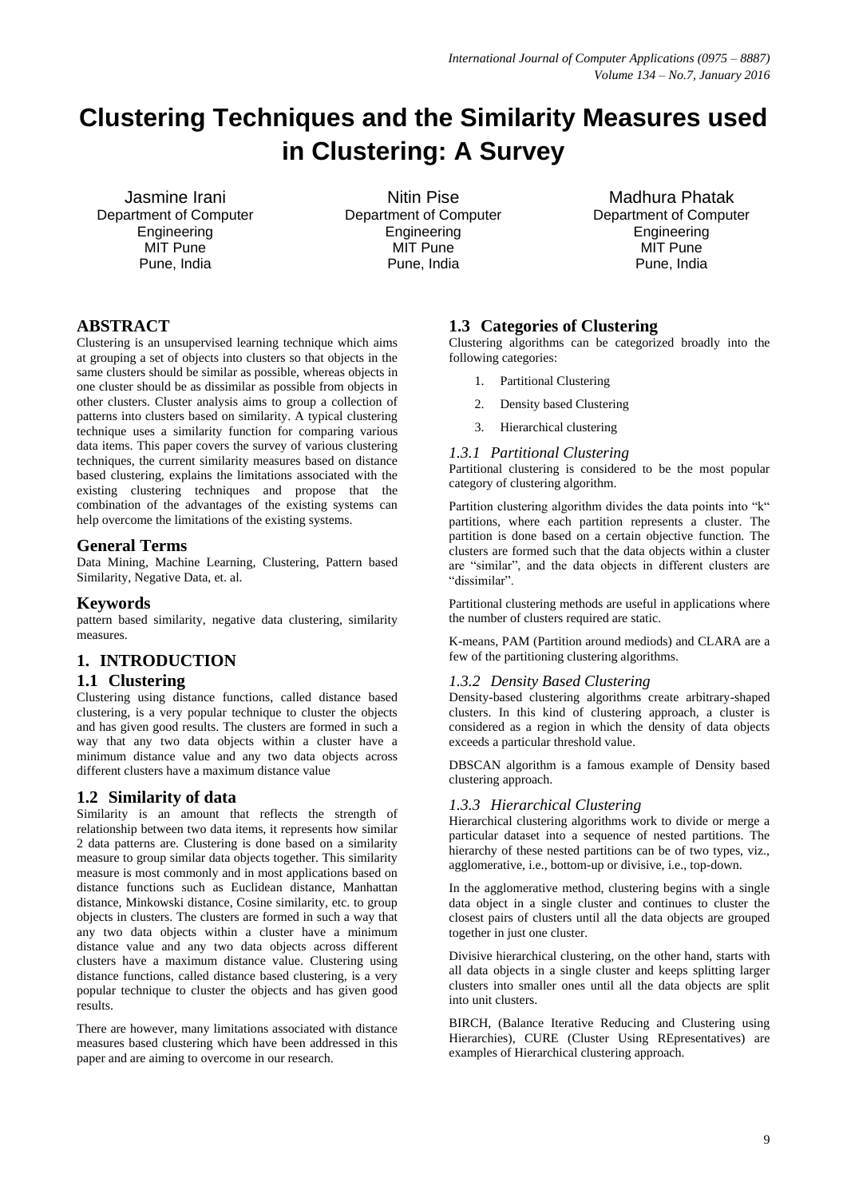# Clustering Techniques and the Similarity Measures used in Clustering: A Survey

Jasmine Irani
Department of Computer Engineering
MIT Pune
Pune, India

Nitin Pise
Department of Computer Engineering
MIT Pune
Pune, India

Madhura Phatak
Department of Computer Engineering
MIT Pune
Pune, India

## ABSTRACT

Clustering is an unsupervised learning technique which aims at grouping a set of objects into clusters so that objects in the same clusters should be similar as possible, whereas objects in one cluster should be as dissimilar as possible from objects in other clusters. Cluster analysis aims to group a collection of patterns into clusters based on similarity. A typical clustering technique uses a similarity function for comparing various data items. This paper covers the survey of various clustering techniques, the current similarity measures based on distance based clustering, explains the limitations associated with the existing clustering techniques and propose that the combination of the advantages of the existing systems can help overcome the limitations of the existing systems.

## General Terms

Data Mining, Machine Learning, Clustering, Pattern based Similarity, Negative Data, et. al.

## Keywords

pattern based similarity, negative data clustering, similarity measures.

## 1. INTRODUCTION

### 1.1 Clustering

Clustering using distance functions, called distance based clustering, is a very popular technique to cluster the objects and has given good results. The clusters are formed in such a way that any two data objects within a cluster have a minimum distance value and any two data objects across different clusters have a maximum distance value

### 1.2 Similarity of data

Similarity is an amount that reflects the strength of relationship between two data items, it represents how similar 2 data patterns are. Clustering is done based on a similarity measure to group similar data objects together. This similarity measure is most commonly and in most applications based on distance functions such as Euclidean distance, Manhattan distance, Minkowski distance, Cosine similarity, etc. to group objects in clusters. The clusters are formed in such a way that any two data objects within a cluster have a minimum distance value and any two data objects across different clusters have a maximum distance value. Clustering using distance functions, called distance based clustering, is a very popular technique to cluster the objects and has given good results.

There are however, many limitations associated with distance measures based clustering which have been addressed in this paper and are aiming to overcome in our research.

### 1.3 Categories of Clustering

Clustering algorithms can be categorized broadly into the following categories:

1. Partitional Clustering
2. Density based Clustering
3. Hierarchical clustering

#### *1.3.1 Partitional Clustering*

Partitional clustering is considered to be the most popular category of clustering algorithm.

Partition clustering algorithm divides the data points into "k" partitions, where each partition represents a cluster. The partition is done based on a certain objective function. The clusters are formed such that the data objects within a cluster are "similar", and the data objects in different clusters are "dissimilar".

Partitional clustering methods are useful in applications where the number of clusters required are static.

K-means, PAM (Partition around mediods) and CLARA are a few of the partitioning clustering algorithms.

#### *1.3.2 Density Based Clustering*

Density-based clustering algorithms create arbitrary-shaped clusters. In this kind of clustering approach, a cluster is considered as a region in which the density of data objects exceeds a particular threshold value.

DBSCAN algorithm is a famous example of Density based clustering approach.

#### *1.3.3 Hierarchical Clustering*

Hierarchical clustering algorithms work to divide or merge a particular dataset into a sequence of nested partitions. The hierarchy of these nested partitions can be of two types, viz., agglomerative, i.e., bottom-up or divisive, i.e., top-down.

In the agglomerative method, clustering begins with a single data object in a single cluster and continues to cluster the closest pairs of clusters until all the data objects are grouped together in just one cluster.

Divisive hierarchical clustering, on the other hand, starts with all data objects in a single cluster and keeps splitting larger clusters into smaller ones until all the data objects are split into unit clusters.

BIRCH, (Balance Iterative Reducing and Clustering using Hierarchies), CURE (Cluster Using REpresentatives) are examples of Hierarchical clustering approach.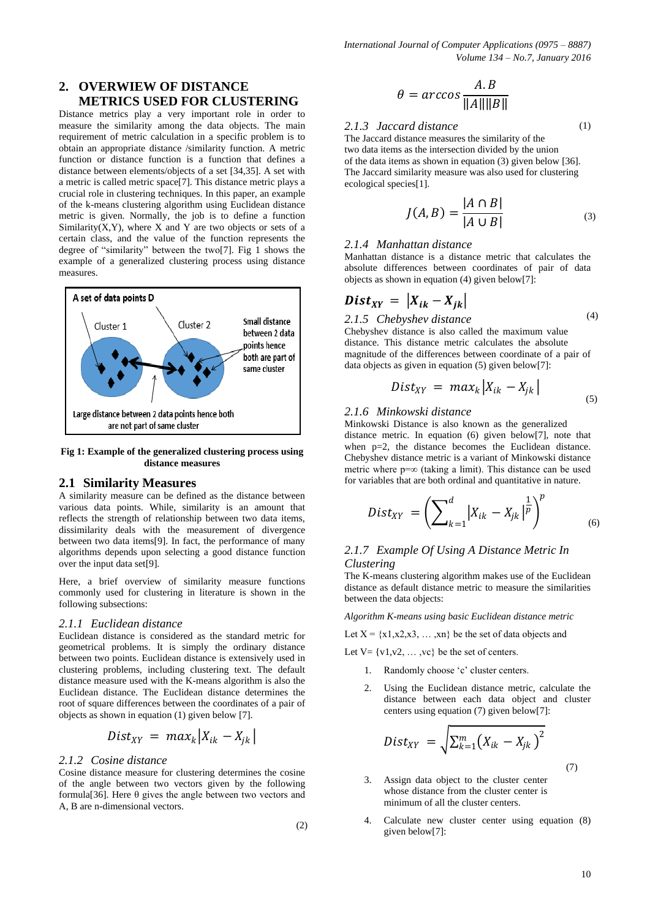## 2. OVERWIEW OF DISTANCE METRICS USED FOR CLUSTERING

Distance metrics play a very important role in order to measure the similarity among the data objects. The main requirement of metric calculation in a specific problem is to obtain an appropriate distance /similarity function. A metric function or distance function is a function that defines a distance between elements/objects of a set [34,35]. A set with a metric is called metric space[7]. This distance metric plays a crucial role in clustering techniques. In this paper, an example of the k-means clustering algorithm using Euclidean distance metric is given. Normally, the job is to define a function Similarity(X,Y), where X and Y are two objects or sets of a certain class, and the value of the function represents the degree of "similarity" between the two[7]. Fig 1 shows the example of a generalized clustering process using distance measures.

A set of data points D

Cluster 1 | Cluster 2

Small distance between 2 data points hence both are part of same cluster

Large distance between 2 data points hence both are not part of same cluster

**Fig 1: Example of the generalized clustering process using distance measures**

### 2.1 Similarity Measures

A similarity measure can be defined as the distance between various data points. While, similarity is an amount that reflects the strength of relationship between two data items, dissimilarity deals with the measurement of divergence between two data items[9]. In fact, the performance of many algorithms depends upon selecting a good distance function over the input data set[9].

Here, a brief overview of similarity measure functions commonly used for clustering in literature is shown in the following subsections:

#### *2.1.1 Euclidean distance*

Euclidean distance is considered as the standard metric for geometrical problems. It is simply the ordinary distance between two points. Euclidean distance is extensively used in clustering problems, including clustering text. The default distance measure used with the K-means algorithm is also the Euclidean distance. The Euclidean distance determines the root of square differences between the coordinates of a pair of objects as shown in equation (1) given below [7].

$$Dist_{XY} = max_k \left|X_{ik} - X_{jk}\right| \tag{1}$$

#### *2.1.2 Cosine distance*

Cosine distance measure for clustering determines the cosine of the angle between two vectors given by the following formula[36]. Here θ gives the angle between two vectors and A, B are n-dimensional vectors.

$$\theta = arccos \frac{A.B}{\|A\|\|B\|} \tag{2}$$

#### *2.1.3 Jaccard distance*

The Jaccard distance measures the similarity of the two data items as the intersection divided by the union of the data items as shown in equation (3) given below [36]. The Jaccard similarity measure was also used for clustering ecological species[1].

$$J(A,B) = \frac{|A \cap B|}{|A \cup B|} \tag{3}$$

#### *2.1.4 Manhattan distance*

Manhattan distance is a distance metric that calculates the absolute differences between coordinates of pair of data objects as shown in equation (4) given below[7]:

$$\boldsymbol{Dist_{XY}} = \left|\boldsymbol{X_{ik}} - \boldsymbol{X_{jk}}\right| \tag{4}$$

#### *2.1.5 Chebyshev distance*

Chebyshev distance is also called the maximum value distance. This distance metric calculates the absolute magnitude of the differences between coordinate of a pair of data objects as given in equation (5) given below[7]:

$$Dist_{XY} = max_k \left|X_{ik} - X_{jk}\right| \tag{5}$$

#### *2.1.6 Minkowski distance*

Minkowski Distance is also known as the generalized distance metric. In equation (6) given below[7], note that when p=2, the distance becomes the Euclidean distance. Chebyshev distance metric is a variant of Minkowski distance metric where p=∞ (taking a limit). This distance can be used for variables that are both ordinal and quantitative in nature.

$$Dist_{XY} = \left(\sum_{k=1}^{d} \left|X_{ik} - X_{jk}\right|^{\frac{1}{p}}\right)^{p} \tag{6}$$

#### *2.1.7 Example Of Using A Distance Metric In Clustering*

The K-means clustering algorithm makes use of the Euclidean distance as default distance metric to measure the similarities between the data objects:

*Algorithm K-means using basic Euclidean distance metric*

Let X = {x1,x2,x3, … ,xn} be the set of data objects and

Let V= {v1,v2, … ,vc} be the set of centers.

1. Randomly choose 'c' cluster centers.
2. Using the Euclidean distance metric, calculate the distance between each data object and cluster centers using equation (7) given below[7]:

$$Dist_{XY} = \sqrt{\sum_{k=1}^{m} \left(X_{ik} - X_{jk}\right)^{2}} \tag{7}$$

3. Assign data object to the cluster center whose distance from the cluster center is minimum of all the cluster centers.
4. Calculate new cluster center using equation (8) given below[7]: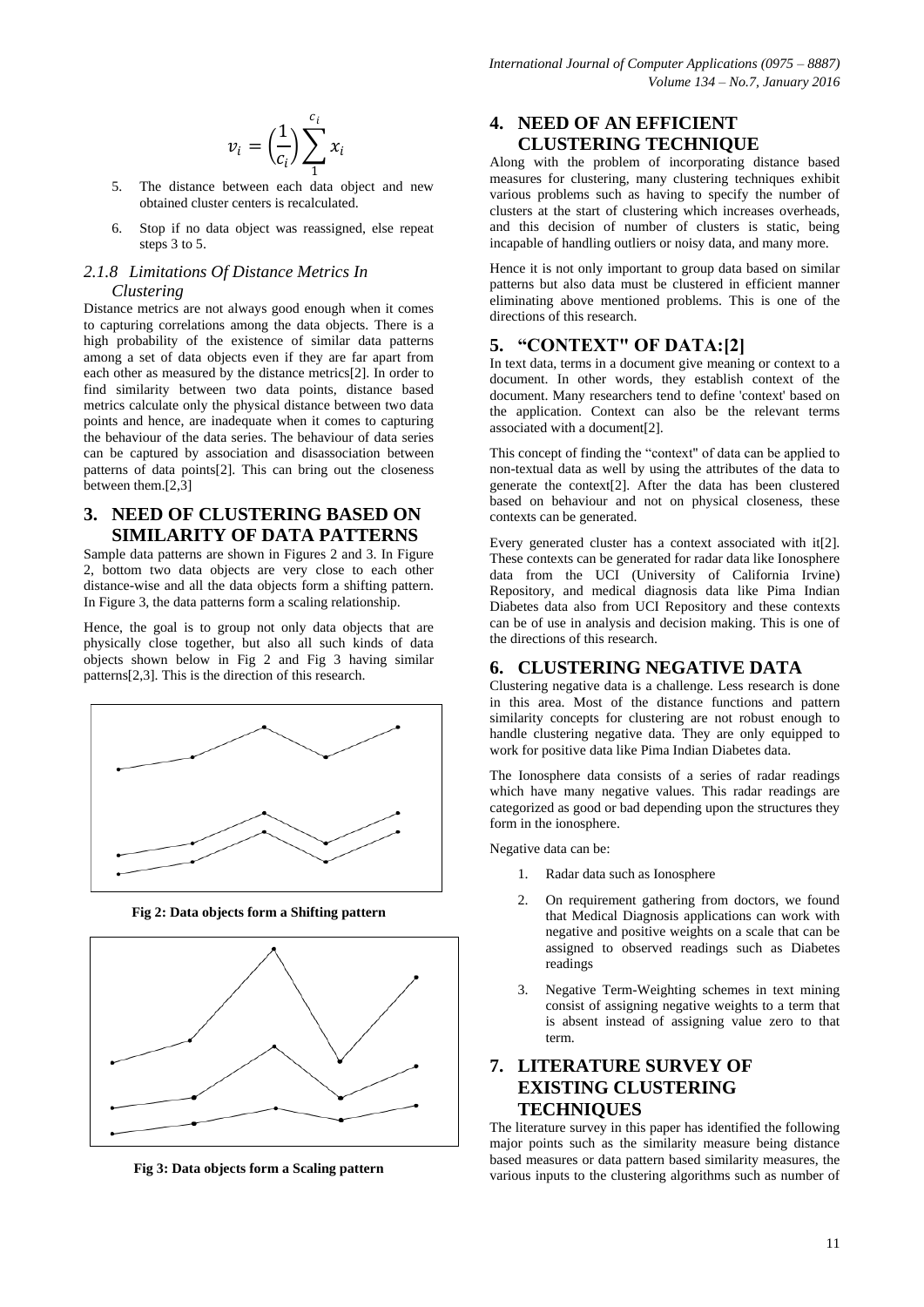$$v_i = \left(\frac{1}{c_i}\right)\sum_{1}^{c_i} x_i$$

5. The distance between each data object and new obtained cluster centers is recalculated.

6. Stop if no data object was reassigned, else repeat steps 3 to 5.

#### *2.1.8 Limitations Of Distance Metrics In Clustering*

Distance metrics are not always good enough when it comes to capturing correlations among the data objects. There is a high probability of the existence of similar data patterns among a set of data objects even if they are far apart from each other as measured by the distance metrics[2]. In order to find similarity between two data points, distance based metrics calculate only the physical distance between two data points and hence, are inadequate when it comes to capturing the behaviour of the data series. The behaviour of data series can be captured by association and disassociation between patterns of data points[2]. This can bring out the closeness between them.[2,3]

## 3. NEED OF CLUSTERING BASED ON SIMILARITY OF DATA PATTERNS

Sample data patterns are shown in Figures 2 and 3. In Figure 2, bottom two data objects are very close to each other distance-wise and all the data objects form a shifting pattern. In Figure 3, the data patterns form a scaling relationship.

Hence, the goal is to group not only data objects that are physically close together, but also all such kinds of data objects shown below in Fig 2 and Fig 3 having similar patterns[2,3]. This is the direction of this research.

**Fig 2: Data objects form a Shifting pattern**

**Fig 3: Data objects form a Scaling pattern**

## 4. NEED OF AN EFFICIENT CLUSTERING TECHNIQUE

Along with the problem of incorporating distance based measures for clustering, many clustering techniques exhibit various problems such as having to specify the number of clusters at the start of clustering which increases overheads, and this decision of number of clusters is static, being incapable of handling outliers or noisy data, and many more.

Hence it is not only important to group data based on similar patterns but also data must be clustered in efficient manner eliminating above mentioned problems. This is one of the directions of this research.

## 5. "CONTEXT" OF DATA:[2]

In text data, terms in a document give meaning or context to a document. In other words, they establish context of the document. Many researchers tend to define 'context' based on the application. Context can also be the relevant terms associated with a document[2].

This concept of finding the "context" of data can be applied to non-textual data as well by using the attributes of the data to generate the context[2]. After the data has been clustered based on behaviour and not on physical closeness, these contexts can be generated.

Every generated cluster has a context associated with it[2]. These contexts can be generated for radar data like Ionosphere data from the UCI (University of California Irvine) Repository, and medical diagnosis data like Pima Indian Diabetes data also from UCI Repository and these contexts can be of use in analysis and decision making. This is one of the directions of this research.

## 6. CLUSTERING NEGATIVE DATA

Clustering negative data is a challenge. Less research is done in this area. Most of the distance functions and pattern similarity concepts for clustering are not robust enough to handle clustering negative data. They are only equipped to work for positive data like Pima Indian Diabetes data.

The Ionosphere data consists of a series of radar readings which have many negative values. This radar readings are categorized as good or bad depending upon the structures they form in the ionosphere.

Negative data can be:

1. Radar data such as Ionosphere
2. On requirement gathering from doctors, we found that Medical Diagnosis applications can work with negative and positive weights on a scale that can be assigned to observed readings such as Diabetes readings
3. Negative Term-Weighting schemes in text mining consist of assigning negative weights to a term that is absent instead of assigning value zero to that term.

## 7. LITERATURE SURVEY OF EXISTING CLUSTERING TECHNIQUES

The literature survey in this paper has identified the following major points such as the similarity measure being distance based measures or data pattern based similarity measures, the various inputs to the clustering algorithms such as number of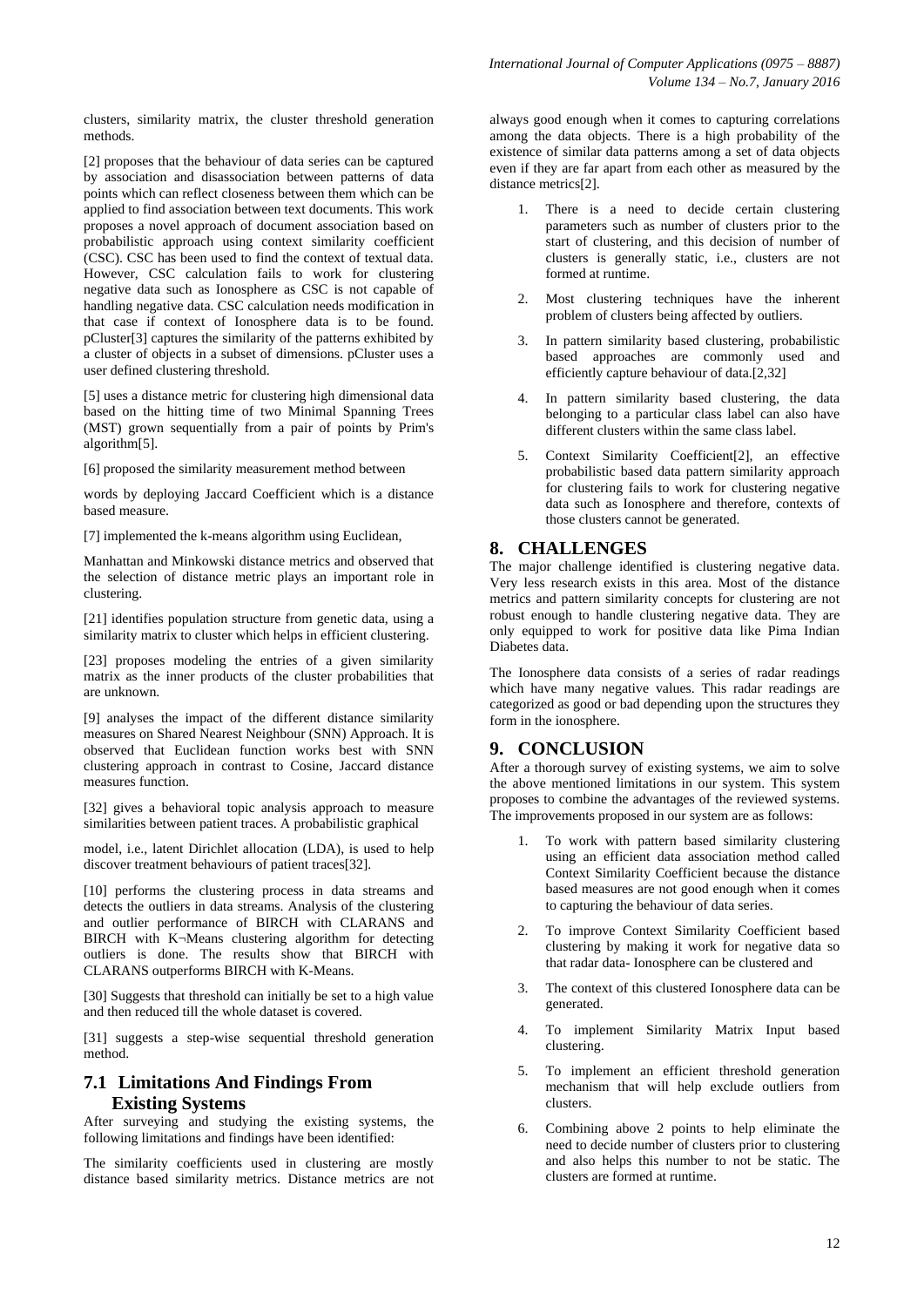clusters, similarity matrix, the cluster threshold generation methods.

[2] proposes that the behaviour of data series can be captured by association and disassociation between patterns of data points which can reflect closeness between them which can be applied to find association between text documents. This work proposes a novel approach of document association based on probabilistic approach using context similarity coefficient (CSC). CSC has been used to find the context of textual data. However, CSC calculation fails to work for clustering negative data such as Ionosphere as CSC is not capable of handling negative data. CSC calculation needs modification in that case if context of Ionosphere data is to be found. pCluster[3] captures the similarity of the patterns exhibited by a cluster of objects in a subset of dimensions. pCluster uses a user defined clustering threshold.

[5] uses a distance metric for clustering high dimensional data based on the hitting time of two Minimal Spanning Trees (MST) grown sequentially from a pair of points by Prim's algorithm[5].

[6] proposed the similarity measurement method between

words by deploying Jaccard Coefficient which is a distance based measure.

[7] implemented the k-means algorithm using Euclidean,

Manhattan and Minkowski distance metrics and observed that the selection of distance metric plays an important role in clustering.

[21] identifies population structure from genetic data, using a similarity matrix to cluster which helps in efficient clustering.

[23] proposes modeling the entries of a given similarity matrix as the inner products of the cluster probabilities that are unknown.

[9] analyses the impact of the different distance similarity measures on Shared Nearest Neighbour (SNN) Approach. It is observed that Euclidean function works best with SNN clustering approach in contrast to Cosine, Jaccard distance measures function.

[32] gives a behavioral topic analysis approach to measure similarities between patient traces. A probabilistic graphical

model, i.e., latent Dirichlet allocation (LDA), is used to help discover treatment behaviours of patient traces[32].

[10] performs the clustering process in data streams and detects the outliers in data streams. Analysis of the clustering and outlier performance of BIRCH with CLARANS and BIRCH with K¬Means clustering algorithm for detecting outliers is done. The results show that BIRCH with CLARANS outperforms BIRCH with K-Means.

[30] Suggests that threshold can initially be set to a high value and then reduced till the whole dataset is covered.

[31] suggests a step-wise sequential threshold generation method.

## 7.1 Limitations And Findings From Existing Systems

After surveying and studying the existing systems, the following limitations and findings have been identified:

The similarity coefficients used in clustering are mostly distance based similarity metrics. Distance metrics are not always good enough when it comes to capturing correlations among the data objects. There is a high probability of the existence of similar data patterns among a set of data objects even if they are far apart from each other as measured by the distance metrics[2].

1. There is a need to decide certain clustering parameters such as number of clusters prior to the start of clustering, and this decision of number of clusters is generally static, i.e., clusters are not formed at runtime.
2. Most clustering techniques have the inherent problem of clusters being affected by outliers.
3. In pattern similarity based clustering, probabilistic based approaches are commonly used and efficiently capture behaviour of data.[2,32]
4. In pattern similarity based clustering, the data belonging to a particular class label can also have different clusters within the same class label.
5. Context Similarity Coefficient[2], an effective probabilistic based data pattern similarity approach for clustering fails to work for clustering negative data such as Ionosphere and therefore, contexts of those clusters cannot be generated.

# 8. CHALLENGES

The major challenge identified is clustering negative data. Very less research exists in this area. Most of the distance metrics and pattern similarity concepts for clustering are not robust enough to handle clustering negative data. They are only equipped to work for positive data like Pima Indian Diabetes data.

The Ionosphere data consists of a series of radar readings which have many negative values. This radar readings are categorized as good or bad depending upon the structures they form in the ionosphere.

# 9. CONCLUSION

After a thorough survey of existing systems, we aim to solve the above mentioned limitations in our system. This system proposes to combine the advantages of the reviewed systems. The improvements proposed in our system are as follows:

1. To work with pattern based similarity clustering using an efficient data association method called Context Similarity Coefficient because the distance based measures are not good enough when it comes to capturing the behaviour of data series.
2. To improve Context Similarity Coefficient based clustering by making it work for negative data so that radar data- Ionosphere can be clustered and
3. The context of this clustered Ionosphere data can be generated.
4. To implement Similarity Matrix Input based clustering.
5. To implement an efficient threshold generation mechanism that will help exclude outliers from clusters.
6. Combining above 2 points to help eliminate the need to decide number of clusters prior to clustering and also helps this number to not be static. The clusters are formed at runtime.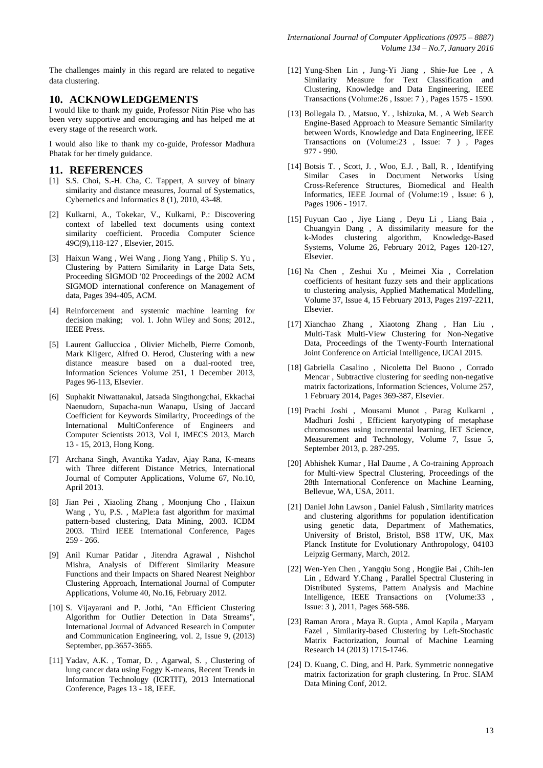The challenges mainly in this regard are related to negative data clustering.

## 10. ACKNOWLEDGEMENTS

I would like to thank my guide, Professor Nitin Pise who has been very supportive and encouraging and has helped me at every stage of the research work.

I would also like to thank my co-guide, Professor Madhura Phatak for her timely guidance.

## 11. REFERENCES

[1] S.S. Choi, S.-H. Cha, C. Tappert, A survey of binary similarity and distance measures, Journal of Systematics, Cybernetics and Informatics 8 (1), 2010, 43-48.

[2] Kulkarni, A., Tokekar, V., Kulkarni, P.: Discovering context of labelled text documents using context similarity coefficient. Procedia Computer Science 49C(9),118-127 , Elsevier, 2015.

[3] Haixun Wang , Wei Wang , Jiong Yang , Philip S. Yu , Clustering by Pattern Similarity in Large Data Sets, Proceeding SIGMOD '02 Proceedings of the 2002 ACM SIGMOD international conference on Management of data, Pages 394-405, ACM.

[4] Reinforcement and systemic machine learning for decision making; vol. 1. John Wiley and Sons; 2012., IEEE Press.

[5] Laurent Galluccioa , Olivier Michelb, Pierre Comonb, Mark Kligerc, Alfred O. Herod, Clustering with a new distance measure based on a dual-rooted tree, Information Sciences Volume 251, 1 December 2013, Pages 96-113, Elsevier.

[6] Suphakit Niwattanakul, Jatsada Singthongchai, Ekkachai Naenudorn, Supacha-nun Wanapu, Using of Jaccard Coefficient for Keywords Similarity, Proceedings of the International MultiConference of Engineers and Computer Scientists 2013, Vol I, IMECS 2013, March 13 - 15, 2013, Hong Kong.

[7] Archana Singh, Avantika Yadav, Ajay Rana, K-means with Three different Distance Metrics, International Journal of Computer Applications, Volume 67, No.10, April 2013.

[8] Jian Pei , Xiaoling Zhang , Moonjung Cho , Haixun Wang , Yu, P.S. , MaPle:a fast algorithm for maximal pattern-based clustering, Data Mining, 2003. ICDM 2003. Third IEEE International Conference, Pages 259 - 266.

[9] Anil Kumar Patidar , Jitendra Agrawal , Nishchol Mishra, Analysis of Different Similarity Measure Functions and their Impacts on Shared Nearest Neighbor Clustering Approach, International Journal of Computer Applications, Volume 40, No.16, February 2012.

[10] S. Vijayarani and P. Jothi, "An Efficient Clustering Algorithm for Outlier Detection in Data Streams", International Journal of Advanced Research in Computer and Communication Engineering, vol. 2, Issue 9, (2013) September, pp.3657-3665.

[11] Yadav, A.K. , Tomar, D. , Agarwal, S. , Clustering of lung cancer data using Foggy K-means, Recent Trends in Information Technology (ICRTIT), 2013 International Conference, Pages 13 - 18, IEEE.

[12] Yung-Shen Lin , Jung-Yi Jiang , Shie-Jue Lee , A Similarity Measure for Text Classification and Clustering, Knowledge and Data Engineering, IEEE Transactions (Volume:26 , Issue: 7 ) , Pages 1575 - 1590.

[13] Bollegala D. , Matsuo, Y. , Ishizuka, M. , A Web Search Engine-Based Approach to Measure Semantic Similarity between Words, Knowledge and Data Engineering, IEEE Transactions on (Volume:23 , Issue: 7 ) , Pages 977 - 990.

[14] Botsis T. , Scott, J. , Woo, E.J. , Ball, R. , Identifying Similar Cases in Document Networks Using Cross-Reference Structures, Biomedical and Health Informatics, IEEE Journal of (Volume:19 , Issue: 6 ), Pages 1906 - 1917.

[15] Fuyuan Cao , Jiye Liang , Deyu Li , Liang Baia , Chuangyin Dang , A dissimilarity measure for the k-Modes clustering algorithm, Knowledge-Based Systems, Volume 26, February 2012, Pages 120-127, Elsevier.

[16] Na Chen , Zeshui Xu , Meimei Xia , Correlation coefficients of hesitant fuzzy sets and their applications to clustering analysis, Applied Mathematical Modelling, Volume 37, Issue 4, 15 February 2013, Pages 2197-2211, Elsevier.

[17] Xianchao Zhang , Xiaotong Zhang , Han Liu , Multi-Task Multi-View Clustering for Non-Negative Data, Proceedings of the Twenty-Fourth International Joint Conference on Articial Intelligence, IJCAI 2015.

[18] Gabriella Casalino , Nicoletta Del Buono , Corrado Mencar , Subtractive clustering for seeding non-negative matrix factorizations, Information Sciences, Volume 257, 1 February 2014, Pages 369-387, Elsevier.

[19] Prachi Joshi , Mousami Munot , Parag Kulkarni , Madhuri Joshi , Efficient karyotyping of metaphase chromosomes using incremental learning, IET Science, Measurement and Technology, Volume 7, Issue 5, September 2013, p. 287-295.

[20] Abhishek Kumar , Hal Daume , A Co-training Approach for Multi-view Spectral Clustering, Proceedings of the 28th International Conference on Machine Learning, Bellevue, WA, USA, 2011.

[21] Daniel John Lawson , Daniel Falush , Similarity matrices and clustering algorithms for population identification using genetic data, Department of Mathematics, University of Bristol, Bristol, BS8 1TW, UK, Max Planck Institute for Evolutionary Anthropology, 04103 Leipzig Germany, March, 2012.

[22] Wen-Yen Chen , Yangqiu Song , Hongjie Bai , Chih-Jen Lin , Edward Y.Chang , Parallel Spectral Clustering in Distributed Systems, Pattern Analysis and Machine Intelligence, IEEE Transactions on (Volume:33 , Issue: 3 ), 2011, Pages 568-586.

[23] Raman Arora , Maya R. Gupta , Amol Kapila , Maryam Fazel , Similarity-based Clustering by Left-Stochastic Matrix Factorization, Journal of Machine Learning Research 14 (2013) 1715-1746.

[24] D. Kuang, C. Ding, and H. Park. Symmetric nonnegative matrix factorization for graph clustering. In Proc. SIAM Data Mining Conf, 2012.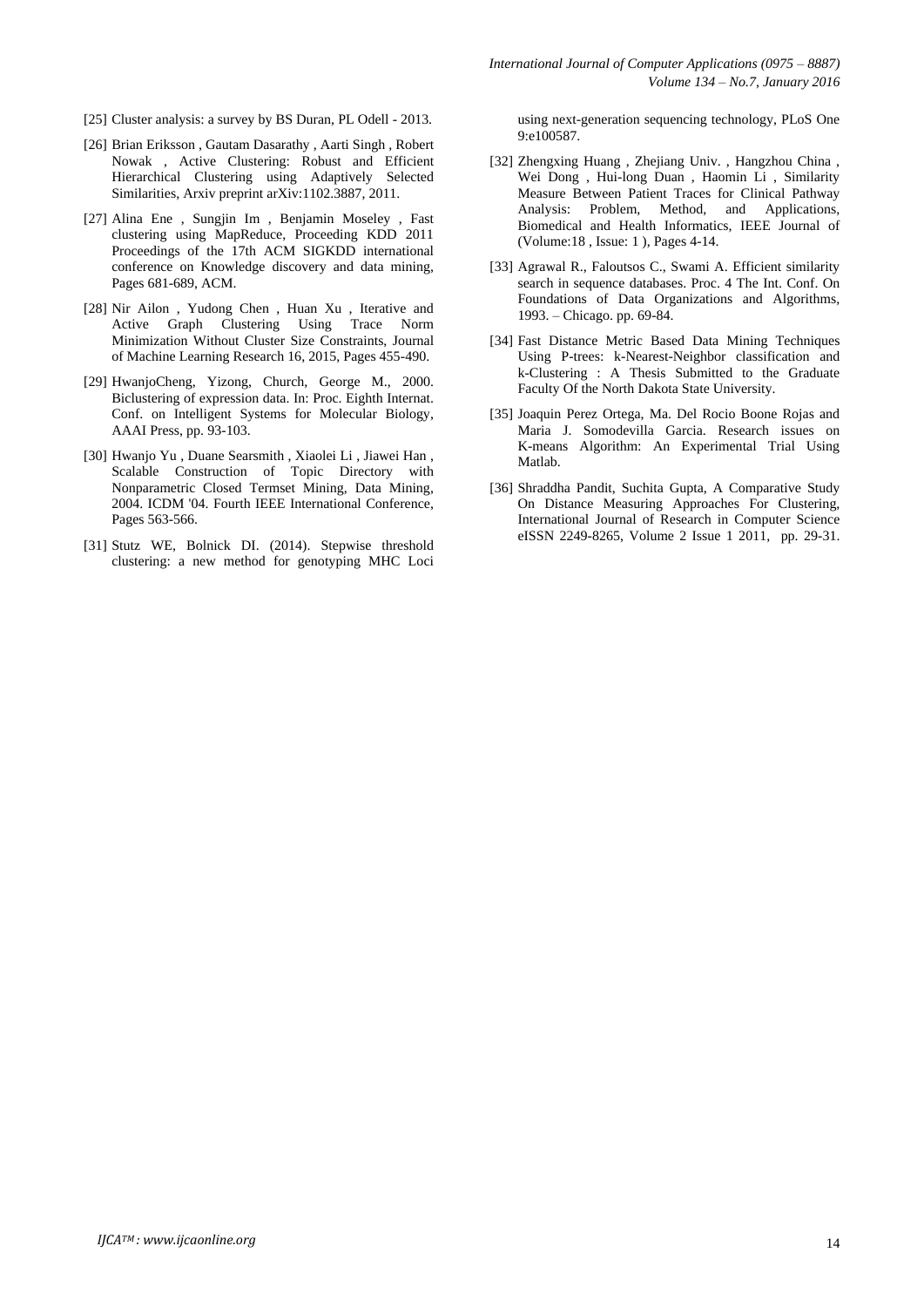[25] Cluster analysis: a survey by BS Duran, PL Odell - 2013.

[26] Brian Eriksson , Gautam Dasarathy , Aarti Singh , Robert Nowak , Active Clustering: Robust and Efficient Hierarchical Clustering using Adaptively Selected Similarities, Arxiv preprint arXiv:1102.3887, 2011.

[27] Alina Ene , Sungjin Im , Benjamin Moseley , Fast clustering using MapReduce, Proceeding KDD 2011 Proceedings of the 17th ACM SIGKDD international conference on Knowledge discovery and data mining, Pages 681-689, ACM.

[28] Nir Ailon , Yudong Chen , Huan Xu , Iterative and Active Graph Clustering Using Trace Norm Minimization Without Cluster Size Constraints, Journal of Machine Learning Research 16, 2015, Pages 455-490.

[29] HwanjoCheng, Yizong, Church, George M., 2000. Biclustering of expression data. In: Proc. Eighth Internat. Conf. on Intelligent Systems for Molecular Biology, AAAI Press, pp. 93-103.

[30] Hwanjo Yu , Duane Searsmith , Xiaolei Li , Jiawei Han , Scalable Construction of Topic Directory with Nonparametric Closed Termset Mining, Data Mining, 2004. ICDM '04. Fourth IEEE International Conference, Pages 563-566.

[31] Stutz WE, Bolnick DI. (2014). Stepwise threshold clustering: a new method for genotyping MHC Loci using next-generation sequencing technology, PLoS One 9:e100587.

[32] Zhengxing Huang , Zhejiang Univ. , Hangzhou China , Wei Dong , Hui-long Duan , Haomin Li , Similarity Measure Between Patient Traces for Clinical Pathway Analysis: Problem, Method, and Applications, Biomedical and Health Informatics, IEEE Journal of (Volume:18 , Issue: 1 ), Pages 4-14.

[33] Agrawal R., Faloutsos C., Swami A. Efficient similarity search in sequence databases. Proc. 4 The Int. Conf. On Foundations of Data Organizations and Algorithms, 1993. – Chicago. pp. 69-84.

[34] Fast Distance Metric Based Data Mining Techniques Using P-trees: k-Nearest-Neighbor classification and k-Clustering : A Thesis Submitted to the Graduate Faculty Of the North Dakota State University.

[35] Joaquin Perez Ortega, Ma. Del Rocio Boone Rojas and Maria J. Somodevilla Garcia. Research issues on K-means Algorithm: An Experimental Trial Using Matlab.

[36] Shraddha Pandit, Suchita Gupta, A Comparative Study On Distance Measuring Approaches For Clustering, International Journal of Research in Computer Science eISSN 2249-8265, Volume 2 Issue 1 2011, pp. 29-31.